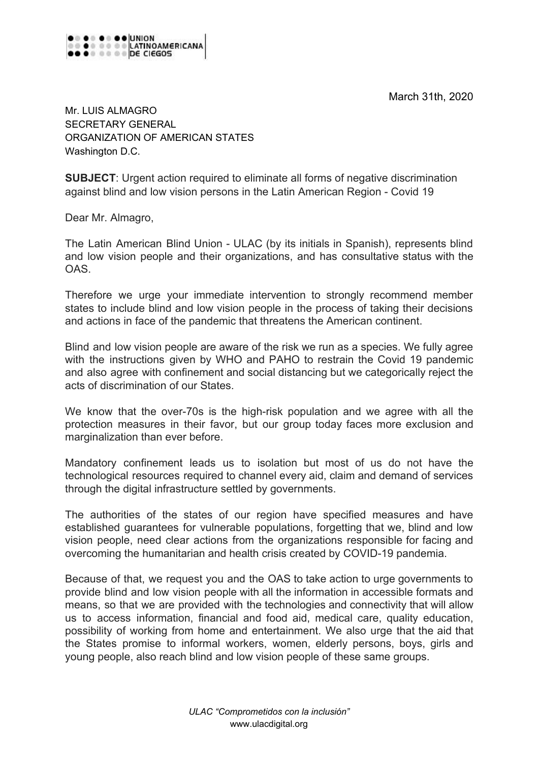UNION LATINOAMERICANA DE CIEGOS

March 31th, 2020

Mr. LUIS ALMAGRO
SECRETARY GENERAL
ORGANIZATION OF AMERICAN STATES
Washington D.C.

**SUBJECT**: Urgent action required to eliminate all forms of negative discrimination against blind and low vision persons in the Latin American Region - Covid 19

Dear Mr. Almagro,

The Latin American Blind Union - ULAC (by its initials in Spanish), represents blind and low vision people and their organizations, and has consultative status with the OAS.

Therefore we urge your immediate intervention to strongly recommend member states to include blind and low vision people in the process of taking their decisions and actions in face of the pandemic that threatens the American continent.

Blind and low vision people are aware of the risk we run as a species. We fully agree with the instructions given by WHO and PAHO to restrain the Covid 19 pandemic and also agree with confinement and social distancing but we categorically reject the acts of discrimination of our States.

We know that the over-70s is the high-risk population and we agree with all the protection measures in their favor, but our group today faces more exclusion and marginalization than ever before.

Mandatory confinement leads us to isolation but most of us do not have the technological resources required to channel every aid, claim and demand of services through the digital infrastructure settled by governments.

The authorities of the states of our region have specified measures and have established guarantees for vulnerable populations, forgetting that we, blind and low vision people, need clear actions from the organizations responsible for facing and overcoming the humanitarian and health crisis created by COVID-19 pandemia.

Because of that, we request you and the OAS to take action to urge governments to provide blind and low vision people with all the information in accessible formats and means, so that we are provided with the technologies and connectivity that will allow us to access information, financial and food aid, medical care, quality education, possibility of working from home and entertainment. We also urge that the aid that the States promise to informal workers, women, elderly persons, boys, girls and young people, also reach blind and low vision people of these same groups.

*ULAC "Comprometidos con la inclusión"*
www.ulacdigital.org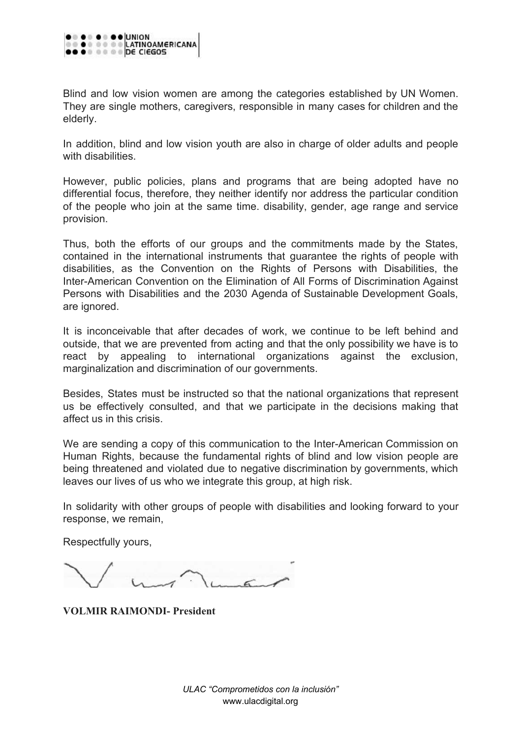Blind and low vision women are among the categories established by UN Women. They are single mothers, caregivers, responsible in many cases for children and the elderly.

In addition, blind and low vision youth are also in charge of older adults and people with disabilities.

However, public policies, plans and programs that are being adopted have no differential focus, therefore, they neither identify nor address the particular condition of the people who join at the same time. disability, gender, age range and service provision.

Thus, both the efforts of our groups and the commitments made by the States, contained in the international instruments that guarantee the rights of people with disabilities, as the Convention on the Rights of Persons with Disabilities, the Inter-American Convention on the Elimination of All Forms of Discrimination Against Persons with Disabilities and the 2030 Agenda of Sustainable Development Goals, are ignored.

It is inconceivable that after decades of work, we continue to be left behind and outside, that we are prevented from acting and that the only possibility we have is to react by appealing to international organizations against the exclusion, marginalization and discrimination of our governments.

Besides, States must be instructed so that the national organizations that represent us be effectively consulted, and that we participate in the decisions making that affect us in this crisis.

We are sending a copy of this communication to the Inter-American Commission on Human Rights, because the fundamental rights of blind and low vision people are being threatened and violated due to negative discrimination by governments, which leaves our lives of us who we integrate this group, at high risk.

In solidarity with other groups of people with disabilities and looking forward to your response, we remain,

Respectfully yours,

**VOLMIR RAIMONDI- President**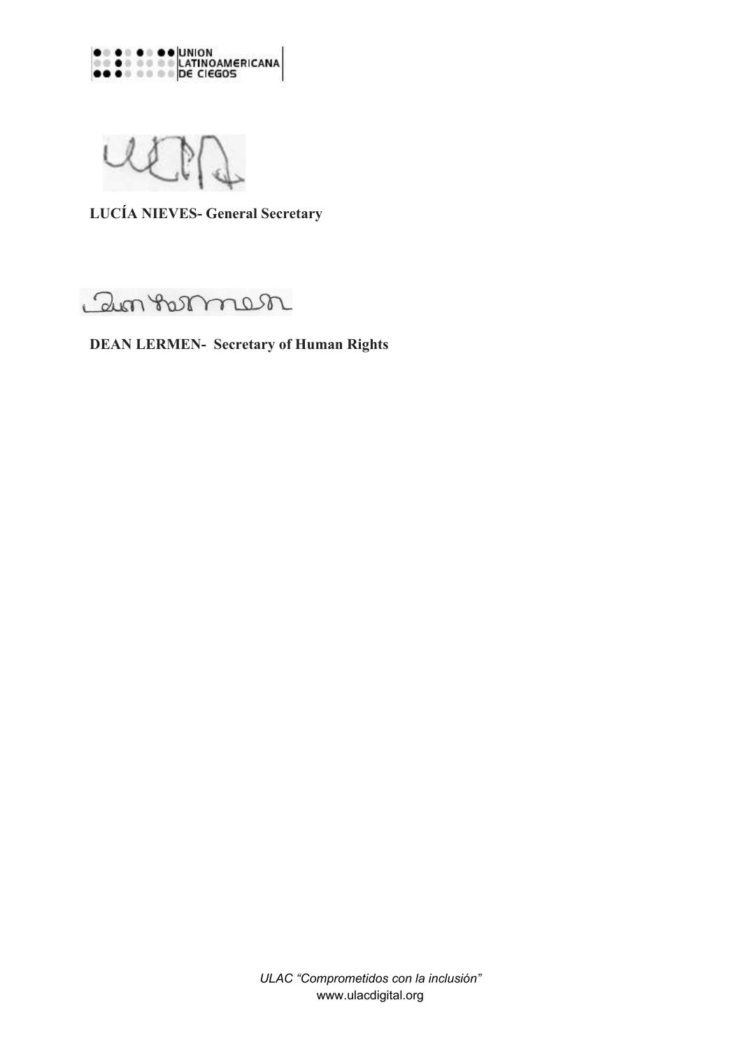**LUCÍA NIEVES- General Secretary**

**DEAN LERMEN- Secretary of Human Rights**